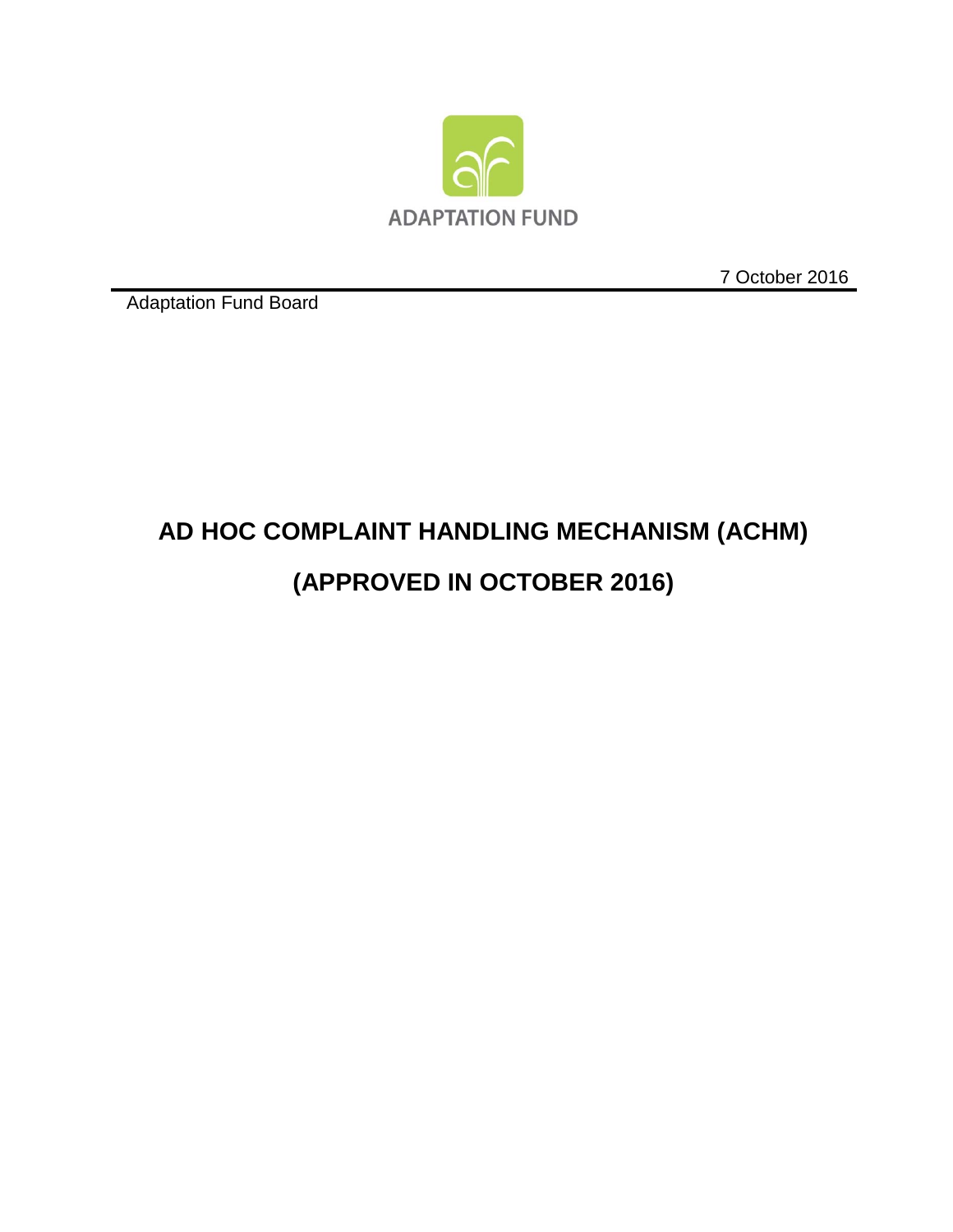ADAPTATION FUND

7 October 2016

Adaptation Fund Board

# AD HOC COMPLAINT HANDLING MECHANISM (ACHM)

# (APPROVED IN OCTOBER 2016)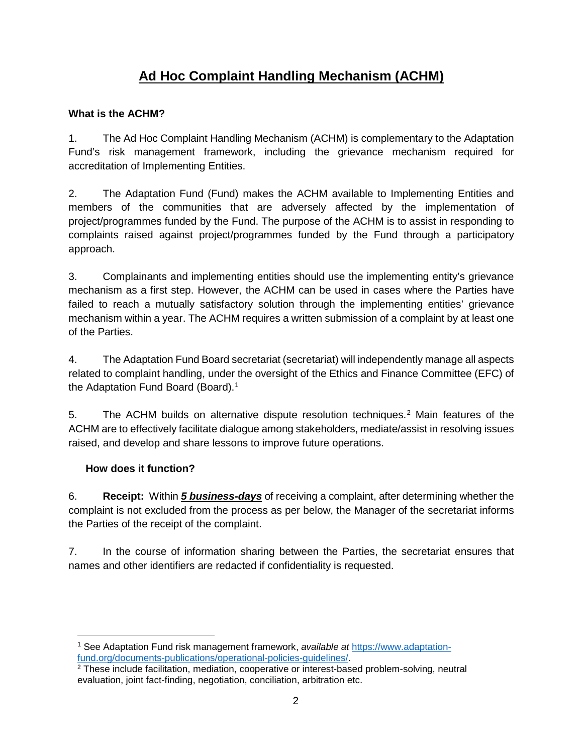# Ad Hoc Complaint Handling Mechanism (ACHM)

**What is the ACHM?**

1. The Ad Hoc Complaint Handling Mechanism (ACHM) is complementary to the Adaptation Fund's risk management framework, including the grievance mechanism required for accreditation of Implementing Entities.

2. The Adaptation Fund (Fund) makes the ACHM available to Implementing Entities and members of the communities that are adversely affected by the implementation of project/programmes funded by the Fund. The purpose of the ACHM is to assist in responding to complaints raised against project/programmes funded by the Fund through a participatory approach.

3. Complainants and implementing entities should use the implementing entity's grievance mechanism as a first step. However, the ACHM can be used in cases where the Parties have failed to reach a mutually satisfactory solution through the implementing entities' grievance mechanism within a year. The ACHM requires a written submission of a complaint by at least one of the Parties.

4. The Adaptation Fund Board secretariat (secretariat) will independently manage all aspects related to complaint handling, under the oversight of the Ethics and Finance Committee (EFC) of the Adaptation Fund Board (Board).[1]

5. The ACHM builds on alternative dispute resolution techniques.[2] Main features of the ACHM are to effectively facilitate dialogue among stakeholders, mediate/assist in resolving issues raised, and develop and share lessons to improve future operations.

**How does it function?**

6. **Receipt:** Within ***5 business-days*** of receiving a complaint, after determining whether the complaint is not excluded from the process as per below, the Manager of the secretariat informs the Parties of the receipt of the complaint.

7. In the course of information sharing between the Parties, the secretariat ensures that names and other identifiers are redacted if confidentiality is requested.

---

[1] See Adaptation Fund risk management framework, *available at* https://www.adaptation-fund.org/documents-publications/operational-policies-guidelines/.

[2] These include facilitation, mediation, cooperative or interest-based problem-solving, neutral evaluation, joint fact-finding, negotiation, conciliation, arbitration etc.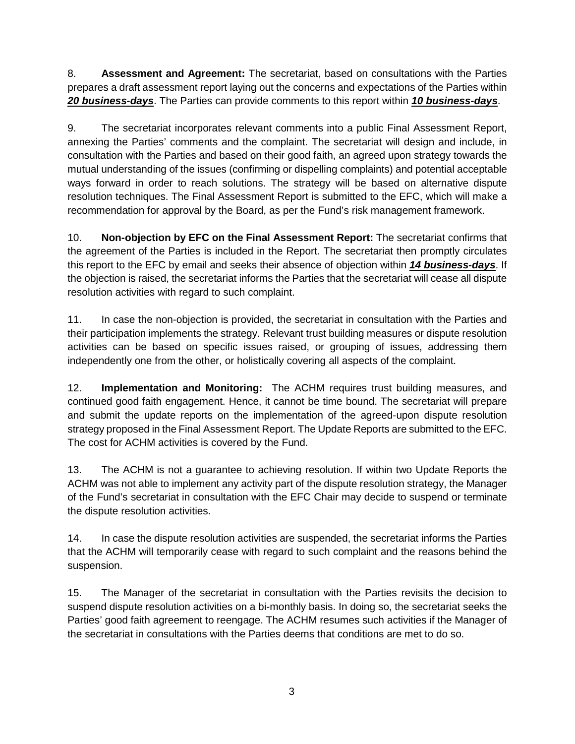8. **Assessment and Agreement:** The secretariat, based on consultations with the Parties prepares a draft assessment report laying out the concerns and expectations of the Parties within ***20 business-days***. The Parties can provide comments to this report within ***10 business-days***.

9. The secretariat incorporates relevant comments into a public Final Assessment Report, annexing the Parties' comments and the complaint. The secretariat will design and include, in consultation with the Parties and based on their good faith, an agreed upon strategy towards the mutual understanding of the issues (confirming or dispelling complaints) and potential acceptable ways forward in order to reach solutions. The strategy will be based on alternative dispute resolution techniques. The Final Assessment Report is submitted to the EFC, which will make a recommendation for approval by the Board, as per the Fund's risk management framework.

10. **Non-objection by EFC on the Final Assessment Report:** The secretariat confirms that the agreement of the Parties is included in the Report. The secretariat then promptly circulates this report to the EFC by email and seeks their absence of objection within ***14 business-days***. If the objection is raised, the secretariat informs the Parties that the secretariat will cease all dispute resolution activities with regard to such complaint.

11. In case the non-objection is provided, the secretariat in consultation with the Parties and their participation implements the strategy. Relevant trust building measures or dispute resolution activities can be based on specific issues raised, or grouping of issues, addressing them independently one from the other, or holistically covering all aspects of the complaint.

12. **Implementation and Monitoring:** The ACHM requires trust building measures, and continued good faith engagement. Hence, it cannot be time bound. The secretariat will prepare and submit the update reports on the implementation of the agreed-upon dispute resolution strategy proposed in the Final Assessment Report. The Update Reports are submitted to the EFC. The cost for ACHM activities is covered by the Fund.

13. The ACHM is not a guarantee to achieving resolution. If within two Update Reports the ACHM was not able to implement any activity part of the dispute resolution strategy, the Manager of the Fund's secretariat in consultation with the EFC Chair may decide to suspend or terminate the dispute resolution activities.

14. In case the dispute resolution activities are suspended, the secretariat informs the Parties that the ACHM will temporarily cease with regard to such complaint and the reasons behind the suspension.

15. The Manager of the secretariat in consultation with the Parties revisits the decision to suspend dispute resolution activities on a bi-monthly basis. In doing so, the secretariat seeks the Parties' good faith agreement to reengage. The ACHM resumes such activities if the Manager of the secretariat in consultations with the Parties deems that conditions are met to do so.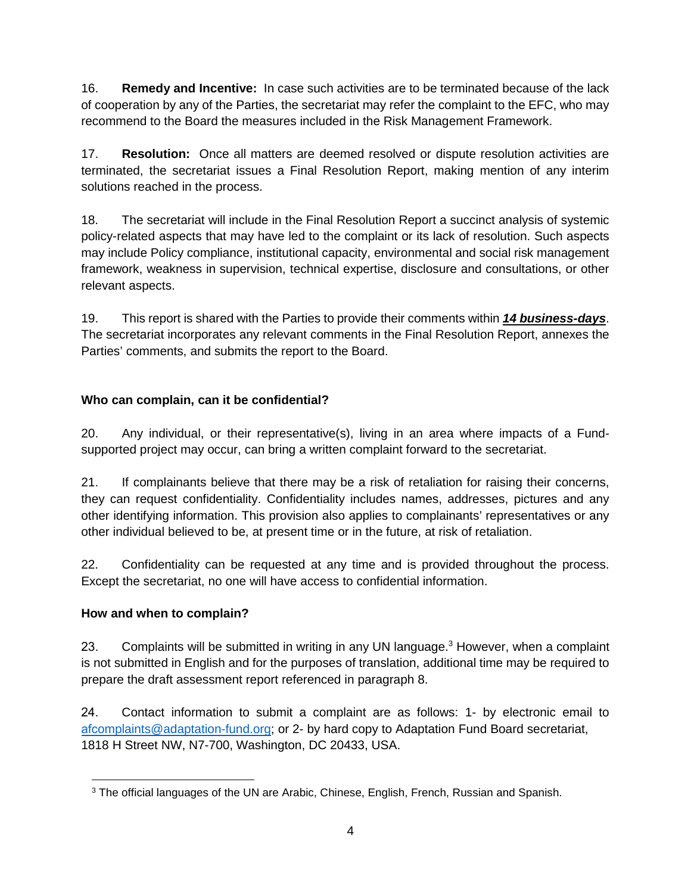16. **Remedy and Incentive:** In case such activities are to be terminated because of the lack of cooperation by any of the Parties, the secretariat may refer the complaint to the EFC, who may recommend to the Board the measures included in the Risk Management Framework.

17. **Resolution:** Once all matters are deemed resolved or dispute resolution activities are terminated, the secretariat issues a Final Resolution Report, making mention of any interim solutions reached in the process.

18. The secretariat will include in the Final Resolution Report a succinct analysis of systemic policy-related aspects that may have led to the complaint or its lack of resolution. Such aspects may include Policy compliance, institutional capacity, environmental and social risk management framework, weakness in supervision, technical expertise, disclosure and consultations, or other relevant aspects.

19. This report is shared with the Parties to provide their comments within ***14 business-days***. The secretariat incorporates any relevant comments in the Final Resolution Report, annexes the Parties' comments, and submits the report to the Board.

**Who can complain, can it be confidential?**

20. Any individual, or their representative(s), living in an area where impacts of a Fund-supported project may occur, can bring a written complaint forward to the secretariat.

21. If complainants believe that there may be a risk of retaliation for raising their concerns, they can request confidentiality. Confidentiality includes names, addresses, pictures and any other identifying information. This provision also applies to complainants' representatives or any other individual believed to be, at present time or in the future, at risk of retaliation.

22. Confidentiality can be requested at any time and is provided throughout the process. Except the secretariat, no one will have access to confidential information.

**How and when to complain?**

23. Complaints will be submitted in writing in any UN language.[3] However, when a complaint is not submitted in English and for the purposes of translation, additional time may be required to prepare the draft assessment report referenced in paragraph 8.

24. Contact information to submit a complaint are as follows: 1- by electronic email to afcomplaints@adaptation-fund.org; or 2- by hard copy to Adaptation Fund Board secretariat, 1818 H Street NW, N7-700, Washington, DC 20433, USA.

[3] The official languages of the UN are Arabic, Chinese, English, French, Russian and Spanish.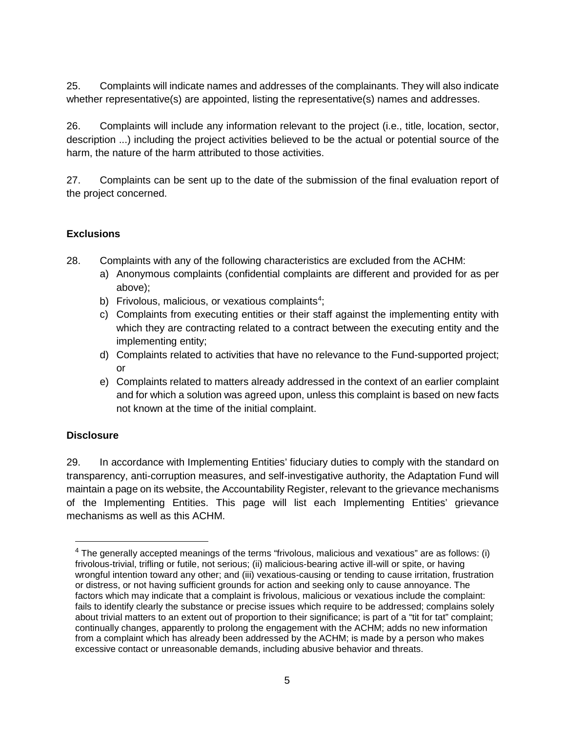25. Complaints will indicate names and addresses of the complainants. They will also indicate whether representative(s) are appointed, listing the representative(s) names and addresses.

26. Complaints will include any information relevant to the project (i.e., title, location, sector, description ...) including the project activities believed to be the actual or potential source of the harm, the nature of the harm attributed to those activities.

27. Complaints can be sent up to the date of the submission of the final evaluation report of the project concerned.

**Exclusions**

28. Complaints with any of the following characteristics are excluded from the ACHM:

a) Anonymous complaints (confidential complaints are different and provided for as per above);
b) Frivolous, malicious, or vexatious complaints[4];
c) Complaints from executing entities or their staff against the implementing entity with which they are contracting related to a contract between the executing entity and the implementing entity;
d) Complaints related to activities that have no relevance to the Fund-supported project; or
e) Complaints related to matters already addressed in the context of an earlier complaint and for which a solution was agreed upon, unless this complaint is based on new facts not known at the time of the initial complaint.

**Disclosure**

29. In accordance with Implementing Entities' fiduciary duties to comply with the standard on transparency, anti-corruption measures, and self-investigative authority, the Adaptation Fund will maintain a page on its website, the Accountability Register, relevant to the grievance mechanisms of the Implementing Entities. This page will list each Implementing Entities' grievance mechanisms as well as this ACHM.

[4] The generally accepted meanings of the terms "frivolous, malicious and vexatious" are as follows: (i) frivolous-trivial, trifling or futile, not serious; (ii) malicious-bearing active ill-will or spite, or having wrongful intention toward any other; and (iii) vexatious-causing or tending to cause irritation, frustration or distress, or not having sufficient grounds for action and seeking only to cause annoyance. The factors which may indicate that a complaint is frivolous, malicious or vexatious include the complaint: fails to identify clearly the substance or precise issues which require to be addressed; complains solely about trivial matters to an extent out of proportion to their significance; is part of a "tit for tat" complaint; continually changes, apparently to prolong the engagement with the ACHM; adds no new information from a complaint which has already been addressed by the ACHM; is made by a person who makes excessive contact or unreasonable demands, including abusive behavior and threats.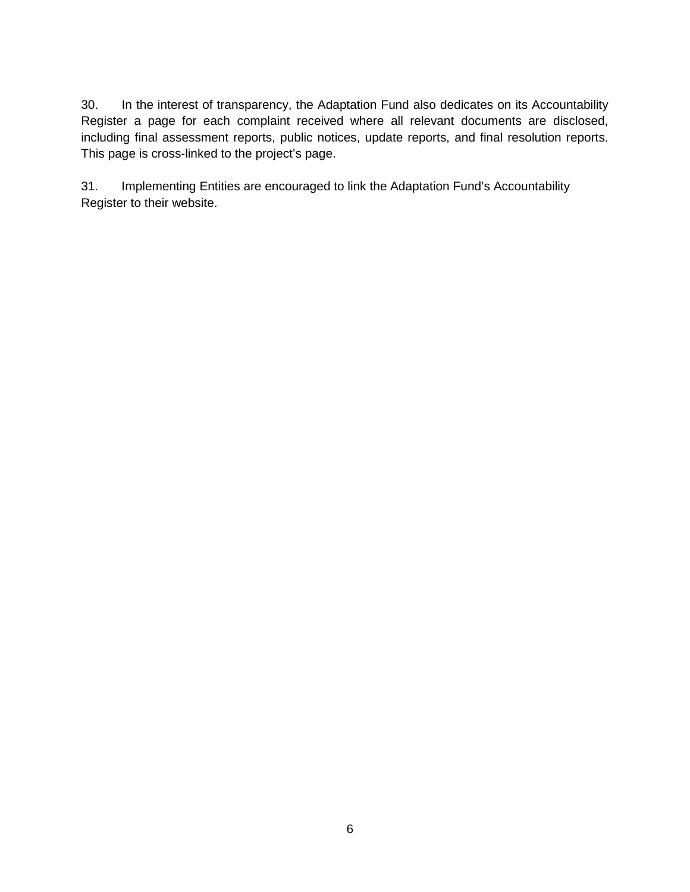30. In the interest of transparency, the Adaptation Fund also dedicates on its Accountability Register a page for each complaint received where all relevant documents are disclosed, including final assessment reports, public notices, update reports, and final resolution reports. This page is cross-linked to the project's page.

31. Implementing Entities are encouraged to link the Adaptation Fund's Accountability Register to their website.